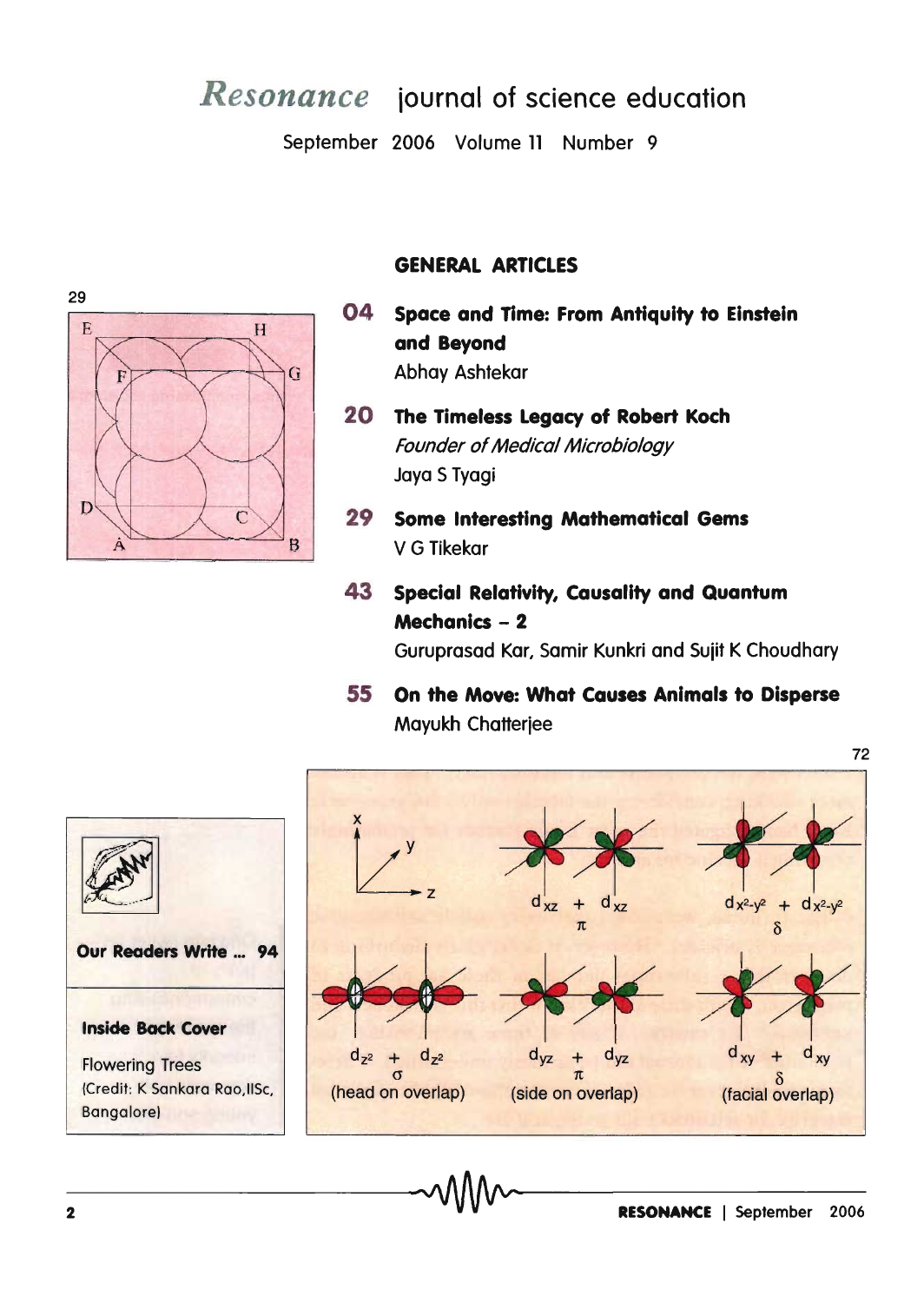# *Resonance* journal of science education

September 2006 Volume 11 Number 9

## GENERAL ARTICLES

**04 Space and Time: From Antiquity to Einstein and Beyond**
Abhay Ashtekar

**20 The Timeless Legacy of Robert Koch**
*Founder of Medical Microbiology*
Jaya S Tyagi

**29 Some Interesting Mathematical Gems**
V G Tikekar

**43 Special Relativity, Causality and Quantum Mechanics – 2**
Guruprasad Kar, Samir Kunkri and Sujit K Choudhary

**55 On the Move: What Causes Animals to Disperse**
Mayukh Chatterjee

29

72

$d_{z^2}$ + $d_{z^2}$ σ (head on overlap)

$d_{xz}$ + $d_{xz}$ π

$d_{yz}$ + $d_{yz}$ π (side on overlap)

$d_{x^2-y^2}$ + $d_{x^2-y^2}$ δ

$d_{xy}$ + $d_{xy}$ δ (facial overlap)

**Our Readers Write ... 94**

**Inside Back Cover**

Flowering Trees
(Credit: K Sankara Rao, IISc, Bangalore)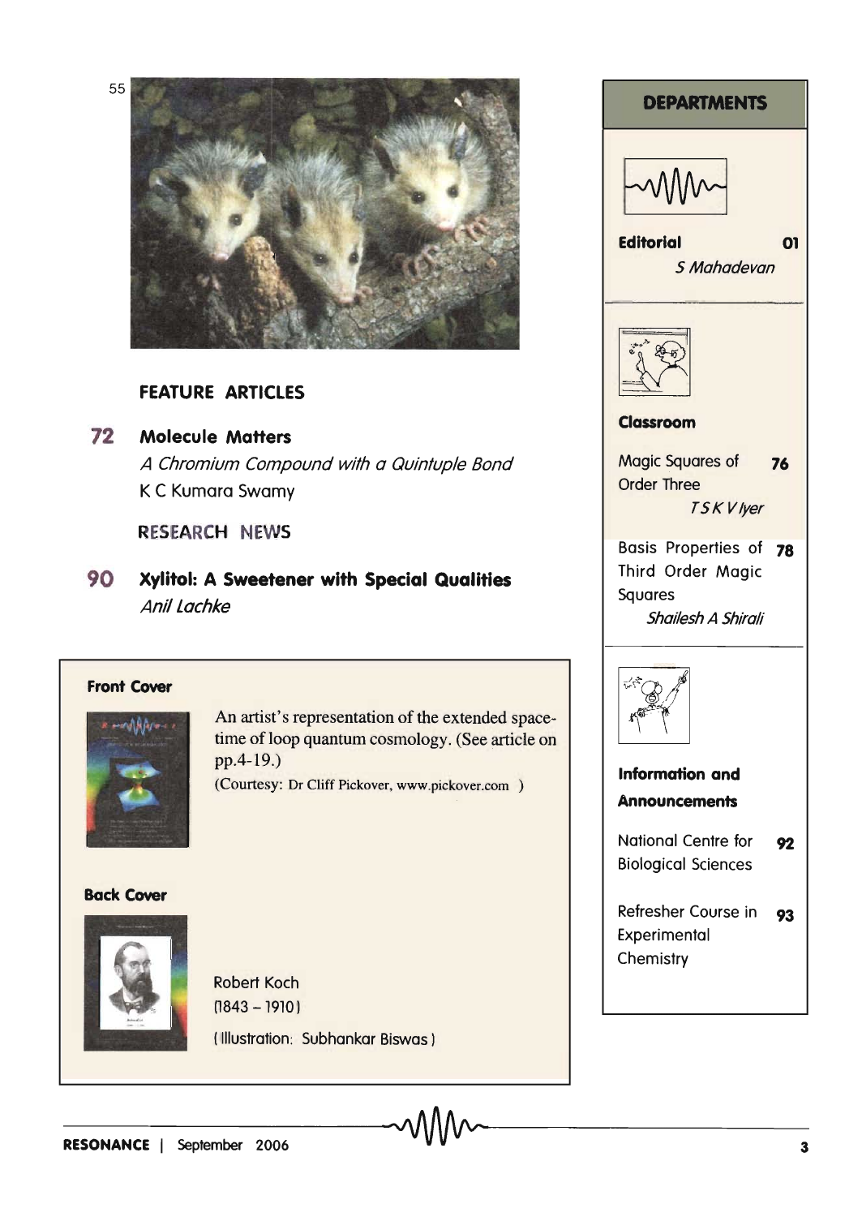55

## FEATURE ARTICLES

**72** **Molecule Matters**
*A Chromium Compound with a Quintuple Bond*
K C Kumara Swamy

## RESEARCH NEWS

**90** **Xylitol: A Sweetener with Special Qualities**
*Anil Lachke*

**Front Cover**

An artist's representation of the extended space-time of loop quantum cosmology. (See article on pp.4-19.)
(Courtesy: Dr Cliff Pickover, www.pickover.com )

**Back Cover**

Robert Koch
(1843 – 1910)
(Illustration: Subhankar Biswas)

## DEPARTMENTS

**Editorial** **01**
*S Mahadevan*

**Classroom**

Magic Squares of Order Three **76**
*T S K V Iyer*

Basis Properties of Third Order Magic Squares **78**
*Shailesh A Shirali*

**Information and Announcements**

National Centre for Biological Sciences **92**

Refresher Course in Experimental Chemistry **93**